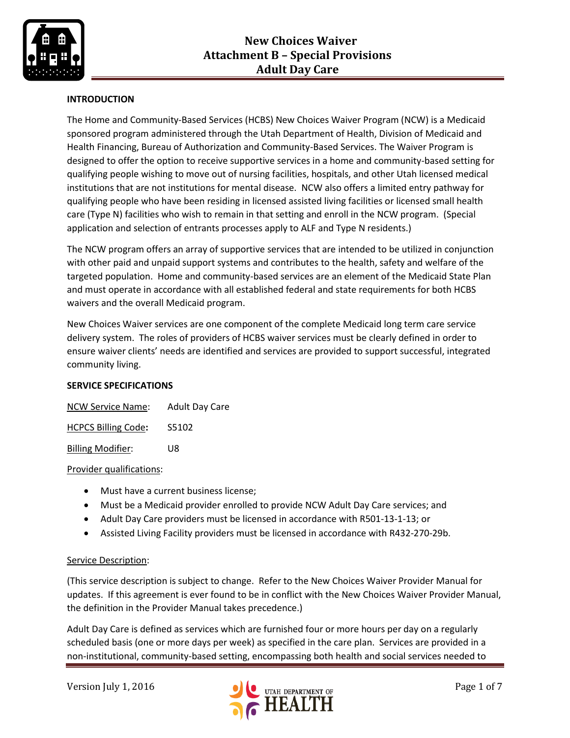# New Choices Waiver
## Attachment B – Special Provisions
## Adult Day Care

**INTRODUCTION**

The Home and Community-Based Services (HCBS) New Choices Waiver Program (NCW) is a Medicaid sponsored program administered through the Utah Department of Health, Division of Medicaid and Health Financing, Bureau of Authorization and Community-Based Services. The Waiver Program is designed to offer the option to receive supportive services in a home and community-based setting for qualifying people wishing to move out of nursing facilities, hospitals, and other Utah licensed medical institutions that are not institutions for mental disease. NCW also offers a limited entry pathway for qualifying people who have been residing in licensed assisted living facilities or licensed small health care (Type N) facilities who wish to remain in that setting and enroll in the NCW program. (Special application and selection of entrants processes apply to ALF and Type N residents.)

The NCW program offers an array of supportive services that are intended to be utilized in conjunction with other paid and unpaid support systems and contributes to the health, safety and welfare of the targeted population. Home and community-based services are an element of the Medicaid State Plan and must operate in accordance with all established federal and state requirements for both HCBS waivers and the overall Medicaid program.

New Choices Waiver services are one component of the complete Medicaid long term care service delivery system. The roles of providers of HCBS waiver services must be clearly defined in order to ensure waiver clients' needs are identified and services are provided to support successful, integrated community living.

**SERVICE SPECIFICATIONS**

<u>NCW Service Name</u>: Adult Day Care

<u>HCPCS Billing Code</u>**:** S5102

<u>Billing Modifier</u>: U8

<u>Provider qualifications</u>:

- Must have a current business license;
- Must be a Medicaid provider enrolled to provide NCW Adult Day Care services; and
- Adult Day Care providers must be licensed in accordance with R501-13-1-13; or
- Assisted Living Facility providers must be licensed in accordance with R432-270-29b.

<u>Service Description</u>:

(This service description is subject to change. Refer to the New Choices Waiver Provider Manual for updates. If this agreement is ever found to be in conflict with the New Choices Waiver Provider Manual, the definition in the Provider Manual takes precedence.)

Adult Day Care is defined as services which are furnished four or more hours per day on a regularly scheduled basis (one or more days per week) as specified in the care plan. Services are provided in a non-institutional, community-based setting, encompassing both health and social services needed to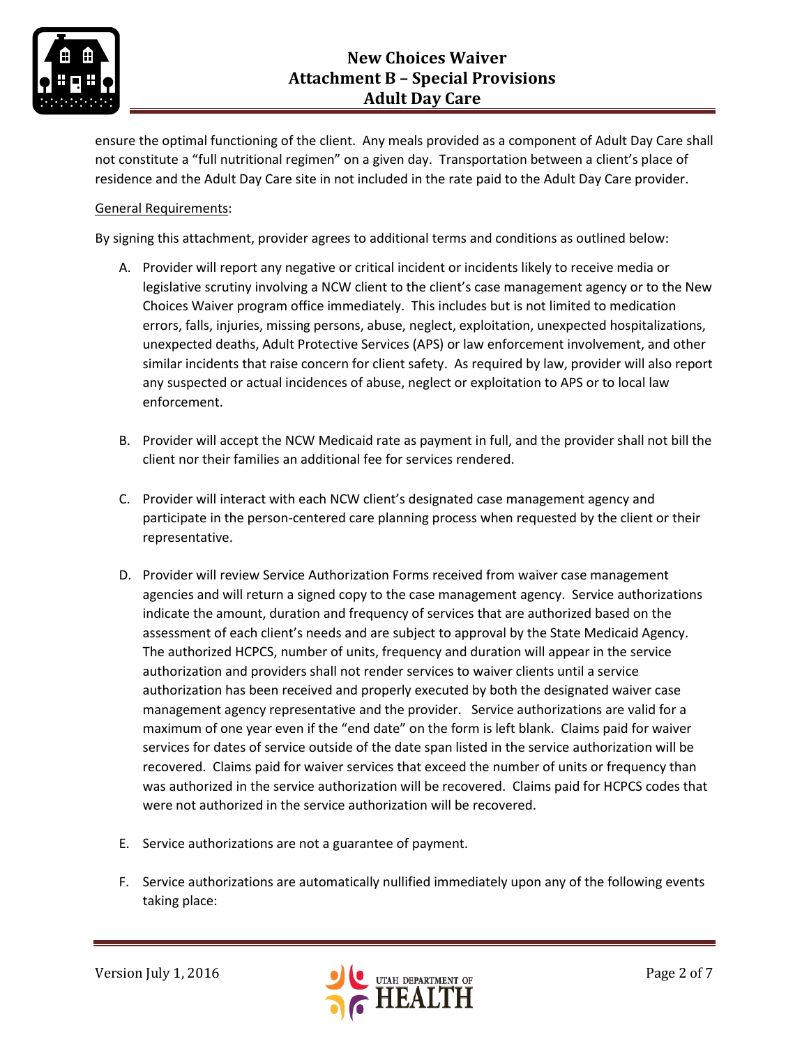ensure the optimal functioning of the client. Any meals provided as a component of Adult Day Care shall not constitute a "full nutritional regimen" on a given day. Transportation between a client's place of residence and the Adult Day Care site in not included in the rate paid to the Adult Day Care provider.

General Requirements:

By signing this attachment, provider agrees to additional terms and conditions as outlined below:

A. Provider will report any negative or critical incident or incidents likely to receive media or legislative scrutiny involving a NCW client to the client's case management agency or to the New Choices Waiver program office immediately. This includes but is not limited to medication errors, falls, injuries, missing persons, abuse, neglect, exploitation, unexpected hospitalizations, unexpected deaths, Adult Protective Services (APS) or law enforcement involvement, and other similar incidents that raise concern for client safety. As required by law, provider will also report any suspected or actual incidences of abuse, neglect or exploitation to APS or to local law enforcement.

B. Provider will accept the NCW Medicaid rate as payment in full, and the provider shall not bill the client nor their families an additional fee for services rendered.

C. Provider will interact with each NCW client's designated case management agency and participate in the person-centered care planning process when requested by the client or their representative.

D. Provider will review Service Authorization Forms received from waiver case management agencies and will return a signed copy to the case management agency. Service authorizations indicate the amount, duration and frequency of services that are authorized based on the assessment of each client's needs and are subject to approval by the State Medicaid Agency. The authorized HCPCS, number of units, frequency and duration will appear in the service authorization and providers shall not render services to waiver clients until a service authorization has been received and properly executed by both the designated waiver case management agency representative and the provider. Service authorizations are valid for a maximum of one year even if the "end date" on the form is left blank. Claims paid for waiver services for dates of service outside of the date span listed in the service authorization will be recovered. Claims paid for waiver services that exceed the number of units or frequency than was authorized in the service authorization will be recovered. Claims paid for HCPCS codes that were not authorized in the service authorization will be recovered.

E. Service authorizations are not a guarantee of payment.

F. Service authorizations are automatically nullified immediately upon any of the following events taking place: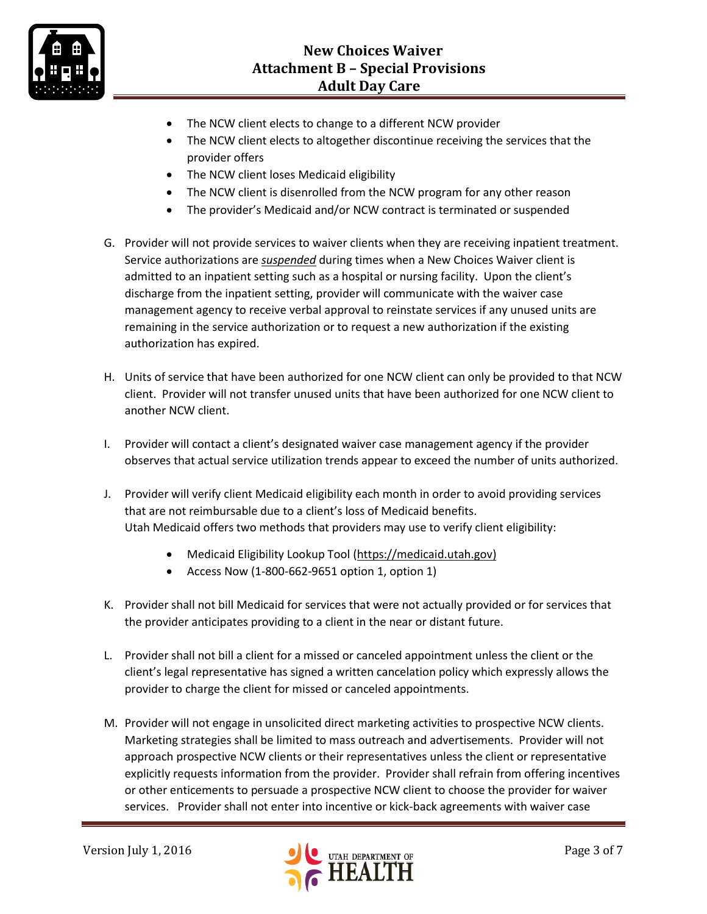- The NCW client elects to change to a different NCW provider
- The NCW client elects to altogether discontinue receiving the services that the provider offers
- The NCW client loses Medicaid eligibility
- The NCW client is disenrolled from the NCW program for any other reason
- The provider's Medicaid and/or NCW contract is terminated or suspended

G. Provider will not provide services to waiver clients when they are receiving inpatient treatment. Service authorizations are ***suspended*** during times when a New Choices Waiver client is admitted to an inpatient setting such as a hospital or nursing facility. Upon the client's discharge from the inpatient setting, provider will communicate with the waiver case management agency to receive verbal approval to reinstate services if any unused units are remaining in the service authorization or to request a new authorization if the existing authorization has expired.

H. Units of service that have been authorized for one NCW client can only be provided to that NCW client. Provider will not transfer unused units that have been authorized for one NCW client to another NCW client.

I. Provider will contact a client's designated waiver case management agency if the provider observes that actual service utilization trends appear to exceed the number of units authorized.

J. Provider will verify client Medicaid eligibility each month in order to avoid providing services that are not reimbursable due to a client's loss of Medicaid benefits.
Utah Medicaid offers two methods that providers may use to verify client eligibility:

   - Medicaid Eligibility Lookup Tool (https://medicaid.utah.gov)
   - Access Now (1-800-662-9651 option 1, option 1)

K. Provider shall not bill Medicaid for services that were not actually provided or for services that the provider anticipates providing to a client in the near or distant future.

L. Provider shall not bill a client for a missed or canceled appointment unless the client or the client's legal representative has signed a written cancelation policy which expressly allows the provider to charge the client for missed or canceled appointments.

M. Provider will not engage in unsolicited direct marketing activities to prospective NCW clients. Marketing strategies shall be limited to mass outreach and advertisements. Provider will not approach prospective NCW clients or their representatives unless the client or representative explicitly requests information from the provider. Provider shall refrain from offering incentives or other enticements to persuade a prospective NCW client to choose the provider for waiver services. Provider shall not enter into incentive or kick-back agreements with waiver case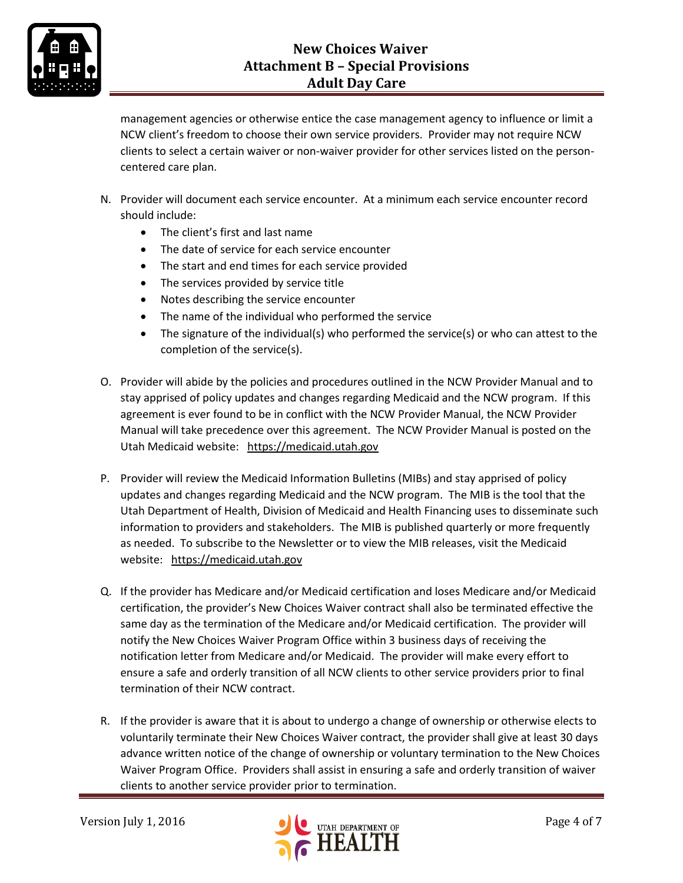management agencies or otherwise entice the case management agency to influence or limit a NCW client's freedom to choose their own service providers. Provider may not require NCW clients to select a certain waiver or non-waiver provider for other services listed on the person-centered care plan.

N. Provider will document each service encounter. At a minimum each service encounter record should include:
   - The client's first and last name
   - The date of service for each service encounter
   - The start and end times for each service provided
   - The services provided by service title
   - Notes describing the service encounter
   - The name of the individual who performed the service
   - The signature of the individual(s) who performed the service(s) or who can attest to the completion of the service(s).

O. Provider will abide by the policies and procedures outlined in the NCW Provider Manual and to stay apprised of policy updates and changes regarding Medicaid and the NCW program. If this agreement is ever found to be in conflict with the NCW Provider Manual, the NCW Provider Manual will take precedence over this agreement. The NCW Provider Manual is posted on the Utah Medicaid website: https://medicaid.utah.gov

P. Provider will review the Medicaid Information Bulletins (MIBs) and stay apprised of policy updates and changes regarding Medicaid and the NCW program. The MIB is the tool that the Utah Department of Health, Division of Medicaid and Health Financing uses to disseminate such information to providers and stakeholders. The MIB is published quarterly or more frequently as needed. To subscribe to the Newsletter or to view the MIB releases, visit the Medicaid website: https://medicaid.utah.gov

Q. If the provider has Medicare and/or Medicaid certification and loses Medicare and/or Medicaid certification, the provider's New Choices Waiver contract shall also be terminated effective the same day as the termination of the Medicare and/or Medicaid certification. The provider will notify the New Choices Waiver Program Office within 3 business days of receiving the notification letter from Medicare and/or Medicaid. The provider will make every effort to ensure a safe and orderly transition of all NCW clients to other service providers prior to final termination of their NCW contract.

R. If the provider is aware that it is about to undergo a change of ownership or otherwise elects to voluntarily terminate their New Choices Waiver contract, the provider shall give at least 30 days advance written notice of the change of ownership or voluntary termination to the New Choices Waiver Program Office. Providers shall assist in ensuring a safe and orderly transition of waiver clients to another service provider prior to termination.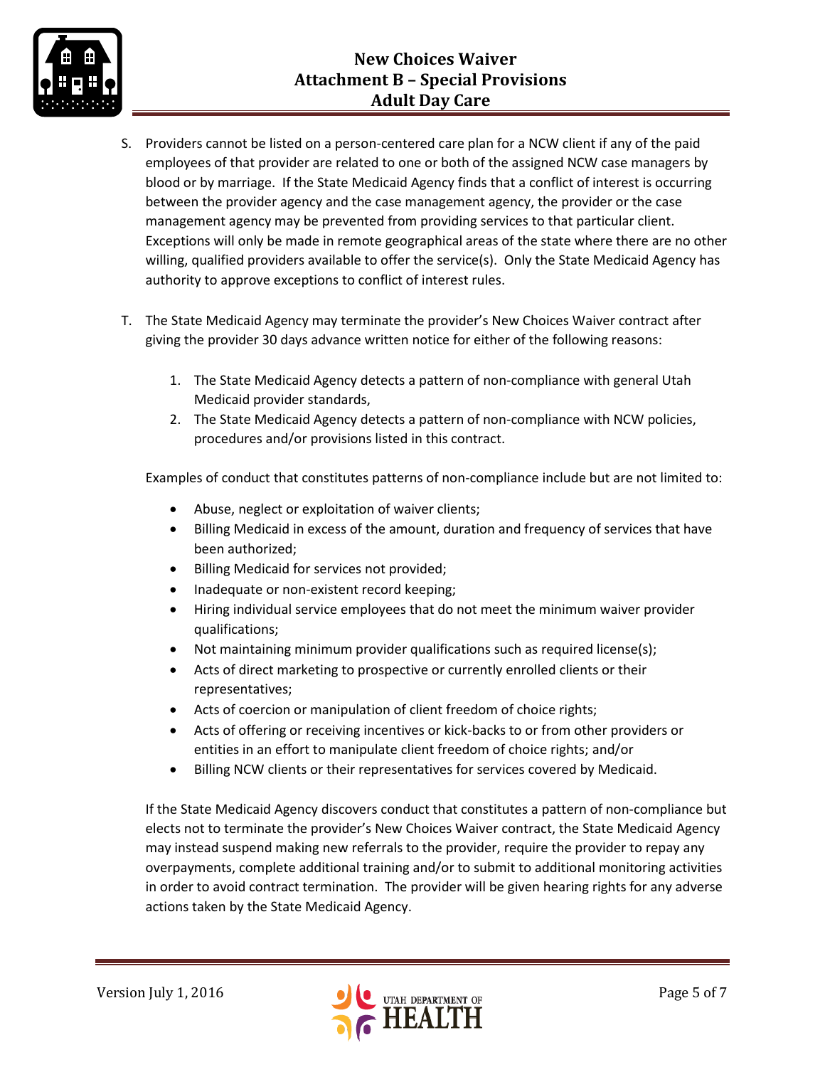S. Providers cannot be listed on a person-centered care plan for a NCW client if any of the paid employees of that provider are related to one or both of the assigned NCW case managers by blood or by marriage. If the State Medicaid Agency finds that a conflict of interest is occurring between the provider agency and the case management agency, the provider or the case management agency may be prevented from providing services to that particular client. Exceptions will only be made in remote geographical areas of the state where there are no other willing, qualified providers available to offer the service(s). Only the State Medicaid Agency has authority to approve exceptions to conflict of interest rules.

T. The State Medicaid Agency may terminate the provider's New Choices Waiver contract after giving the provider 30 days advance written notice for either of the following reasons:

   1. The State Medicaid Agency detects a pattern of non-compliance with general Utah Medicaid provider standards,
   2. The State Medicaid Agency detects a pattern of non-compliance with NCW policies, procedures and/or provisions listed in this contract.

   Examples of conduct that constitutes patterns of non-compliance include but are not limited to:

   - Abuse, neglect or exploitation of waiver clients;
   - Billing Medicaid in excess of the amount, duration and frequency of services that have been authorized;
   - Billing Medicaid for services not provided;
   - Inadequate or non-existent record keeping;
   - Hiring individual service employees that do not meet the minimum waiver provider qualifications;
   - Not maintaining minimum provider qualifications such as required license(s);
   - Acts of direct marketing to prospective or currently enrolled clients or their representatives;
   - Acts of coercion or manipulation of client freedom of choice rights;
   - Acts of offering or receiving incentives or kick-backs to or from other providers or entities in an effort to manipulate client freedom of choice rights; and/or
   - Billing NCW clients or their representatives for services covered by Medicaid.

   If the State Medicaid Agency discovers conduct that constitutes a pattern of non-compliance but elects not to terminate the provider's New Choices Waiver contract, the State Medicaid Agency may instead suspend making new referrals to the provider, require the provider to repay any overpayments, complete additional training and/or to submit to additional monitoring activities in order to avoid contract termination. The provider will be given hearing rights for any adverse actions taken by the State Medicaid Agency.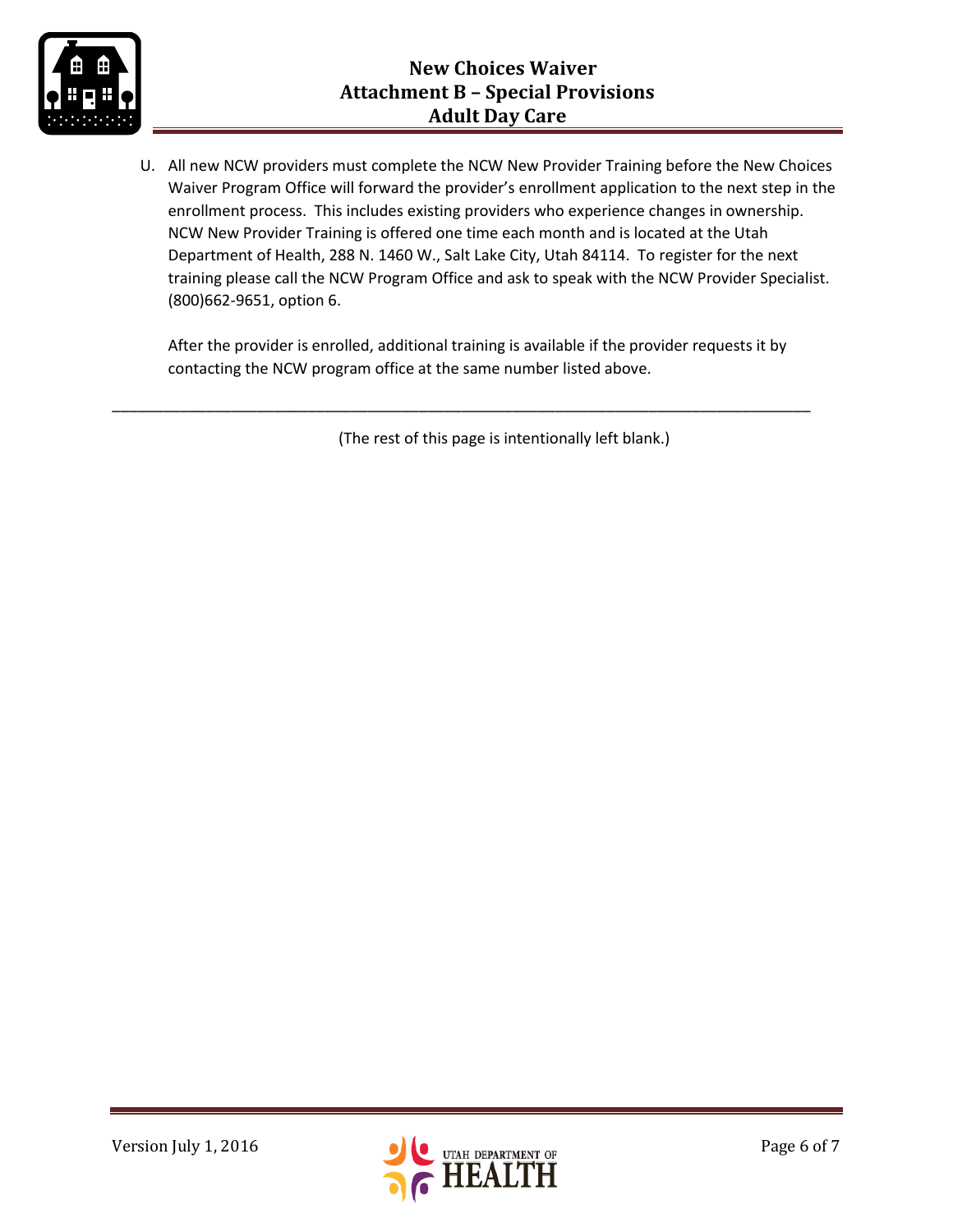U. All new NCW providers must complete the NCW New Provider Training before the New Choices Waiver Program Office will forward the provider's enrollment application to the next step in the enrollment process. This includes existing providers who experience changes in ownership. NCW New Provider Training is offered one time each month and is located at the Utah Department of Health, 288 N. 1460 W., Salt Lake City, Utah 84114. To register for the next training please call the NCW Program Office and ask to speak with the NCW Provider Specialist. (800)662-9651, option 6.

   After the provider is enrolled, additional training is available if the provider requests it by contacting the NCW program office at the same number listed above.

---

(The rest of this page is intentionally left blank.)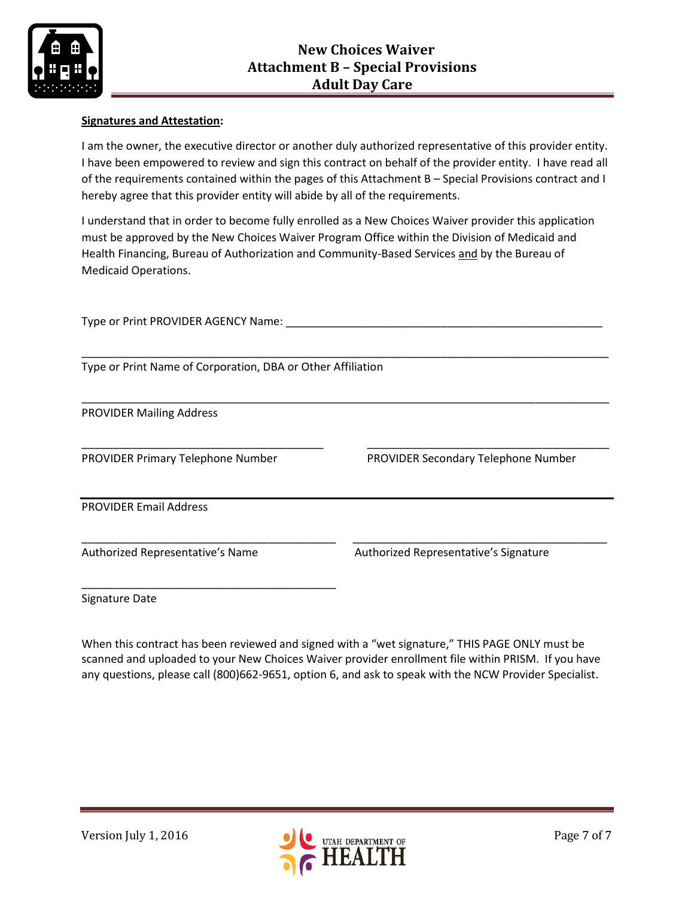**Signatures and Attestation:**

I am the owner, the executive director or another duly authorized representative of this provider entity. I have been empowered to review and sign this contract on behalf of the provider entity. I have read all of the requirements contained within the pages of this Attachment B – Special Provisions contract and I hereby agree that this provider entity will abide by all of the requirements.

I understand that in order to become fully enrolled as a New Choices Waiver provider this application must be approved by the New Choices Waiver Program Office within the Division of Medicaid and Health Financing, Bureau of Authorization and Community-Based Services and by the Bureau of Medicaid Operations.

Type or Print PROVIDER AGENCY Name: ______________________________________________________

__________________________________________________________________________________________

Type or Print Name of Corporation, DBA or Other Affiliation

__________________________________________________________________________________________

PROVIDER Mailing Address

________________________________________ ________________________________________

PROVIDER Primary Telephone Number PROVIDER Secondary Telephone Number

__________________________________________________________________________________________

PROVIDER Email Address

__________________________________________ __________________________________________

Authorized Representative's Name Authorized Representative's Signature

__________________________________________

Signature Date

When this contract has been reviewed and signed with a "wet signature," THIS PAGE ONLY must be scanned and uploaded to your New Choices Waiver provider enrollment file within PRISM. If you have any questions, please call (800)662-9651, option 6, and ask to speak with the NCW Provider Specialist.